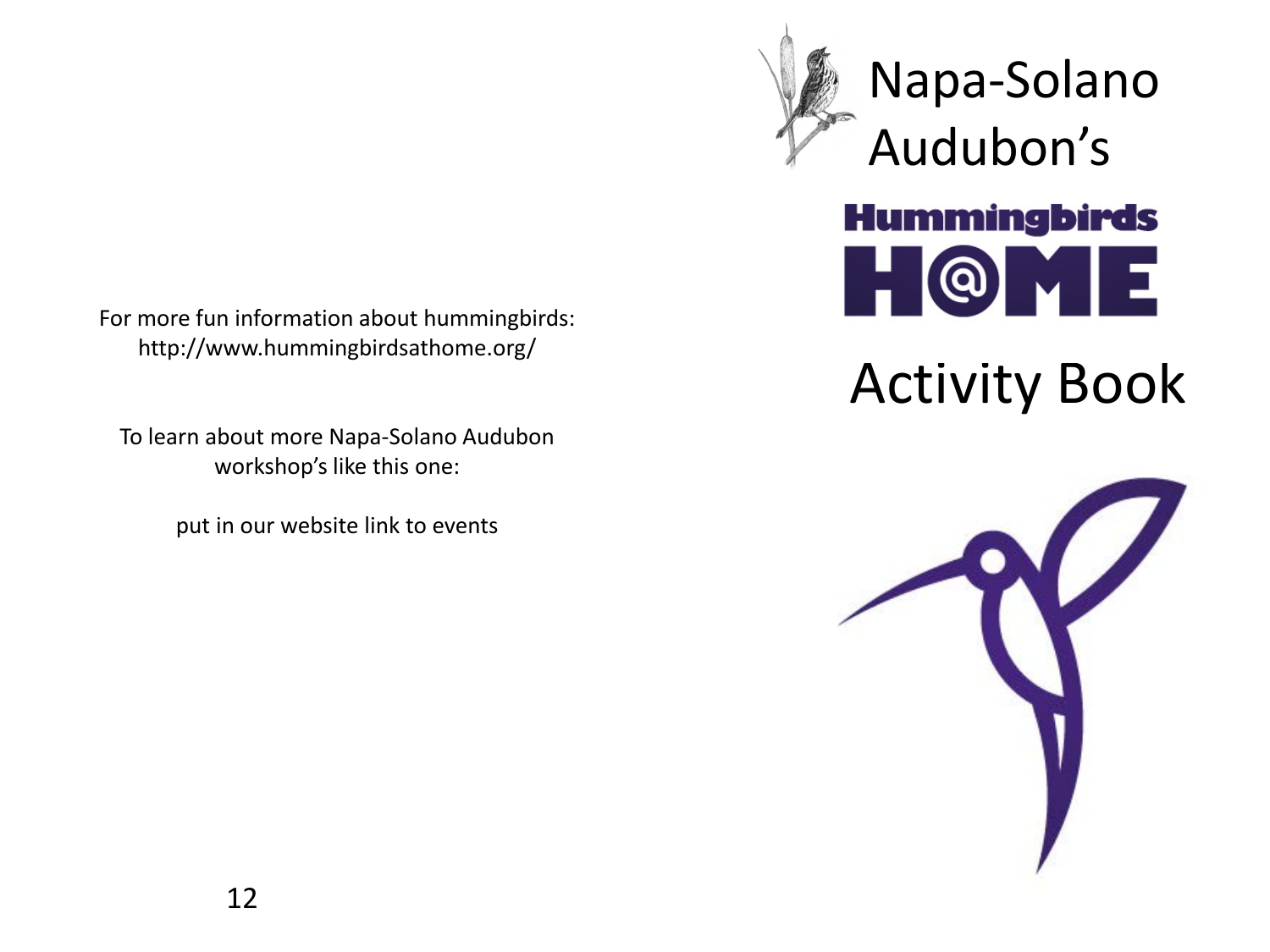For more fun information about hummingbirds:
http://www.hummingbirdsathome.org/

To learn about more Napa-Solano Audubon workshop's like this one:

put in our website link to events

# Napa-Solano Audubon's

# Hummingbirds H@ME

# Activity Book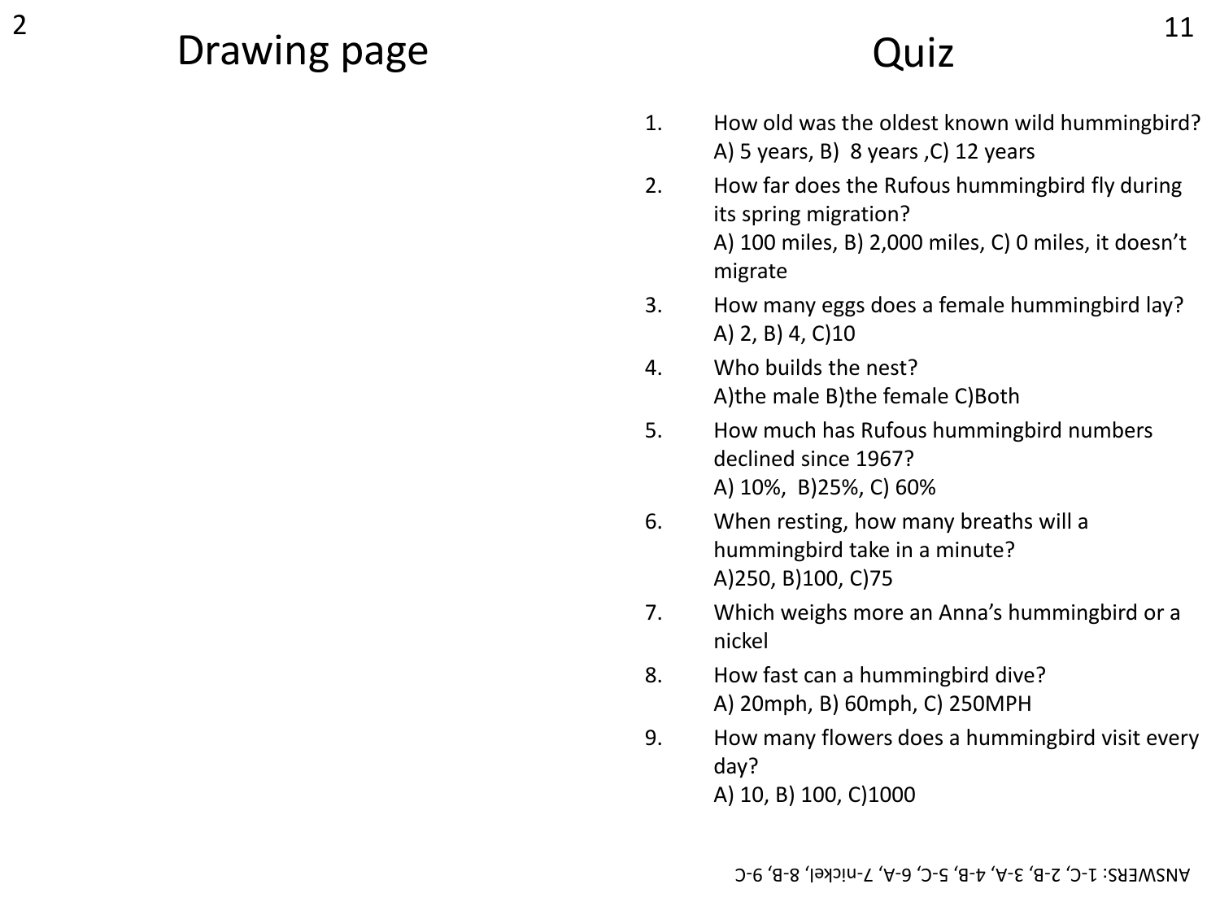# Drawing page

# Quiz

1. How old was the oldest known wild hummingbird?
   A) 5 years, B) 8 years ,C) 12 years
2. How far does the Rufous hummingbird fly during its spring migration?
   A) 100 miles, B) 2,000 miles, C) 0 miles, it doesn't migrate
3. How many eggs does a female hummingbird lay?
   A) 2, B) 4, C)10
4. Who builds the nest?
   A)the male B)the female C)Both
5. How much has Rufous hummingbird numbers declined since 1967?
   A) 10%, B)25%, C) 60%
6. When resting, how many breaths will a hummingbird take in a minute?
   A)250, B)100, C)75
7. Which weighs more an Anna's hummingbird or a nickel
8. How fast can a hummingbird dive?
   A) 20mph, B) 60mph, C) 250MPH
9. How many flowers does a hummingbird visit every day?
   A) 10, B) 100, C)1000

ANSWERS: 1-C, 2-B, 3-A, 4-B, 5-C, 6-A, 7-nickel, 8-B, 9-C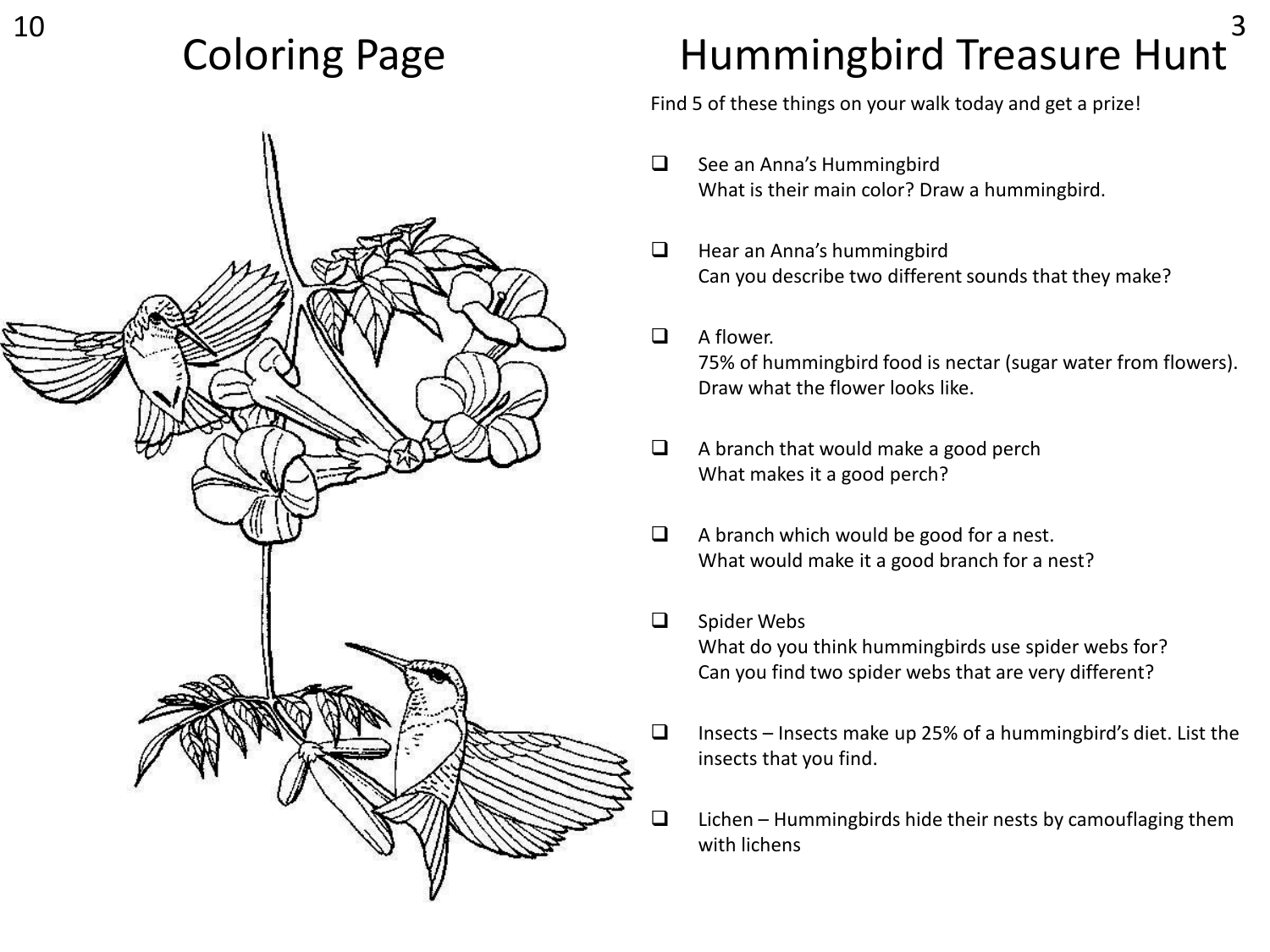# Coloring Page

# Hummingbird Treasure Hunt

Find 5 of these things on your walk today and get a prize!

- [ ] See an Anna's Hummingbird
  What is their main color? Draw a hummingbird.

- [ ] Hear an Anna's hummingbird
  Can you describe two different sounds that they make?

- [ ] A flower.
  75% of hummingbird food is nectar (sugar water from flowers).
  Draw what the flower looks like.

- [ ] A branch that would make a good perch
  What makes it a good perch?

- [ ] A branch which would be good for a nest.
  What would make it a good branch for a nest?

- [ ] Spider Webs
  What do you think hummingbirds use spider webs for?
  Can you find two spider webs that are very different?

- [ ] Insects – Insects make up 25% of a hummingbird's diet. List the insects that you find.

- [ ] Lichen – Hummingbirds hide their nests by camouflaging them with lichens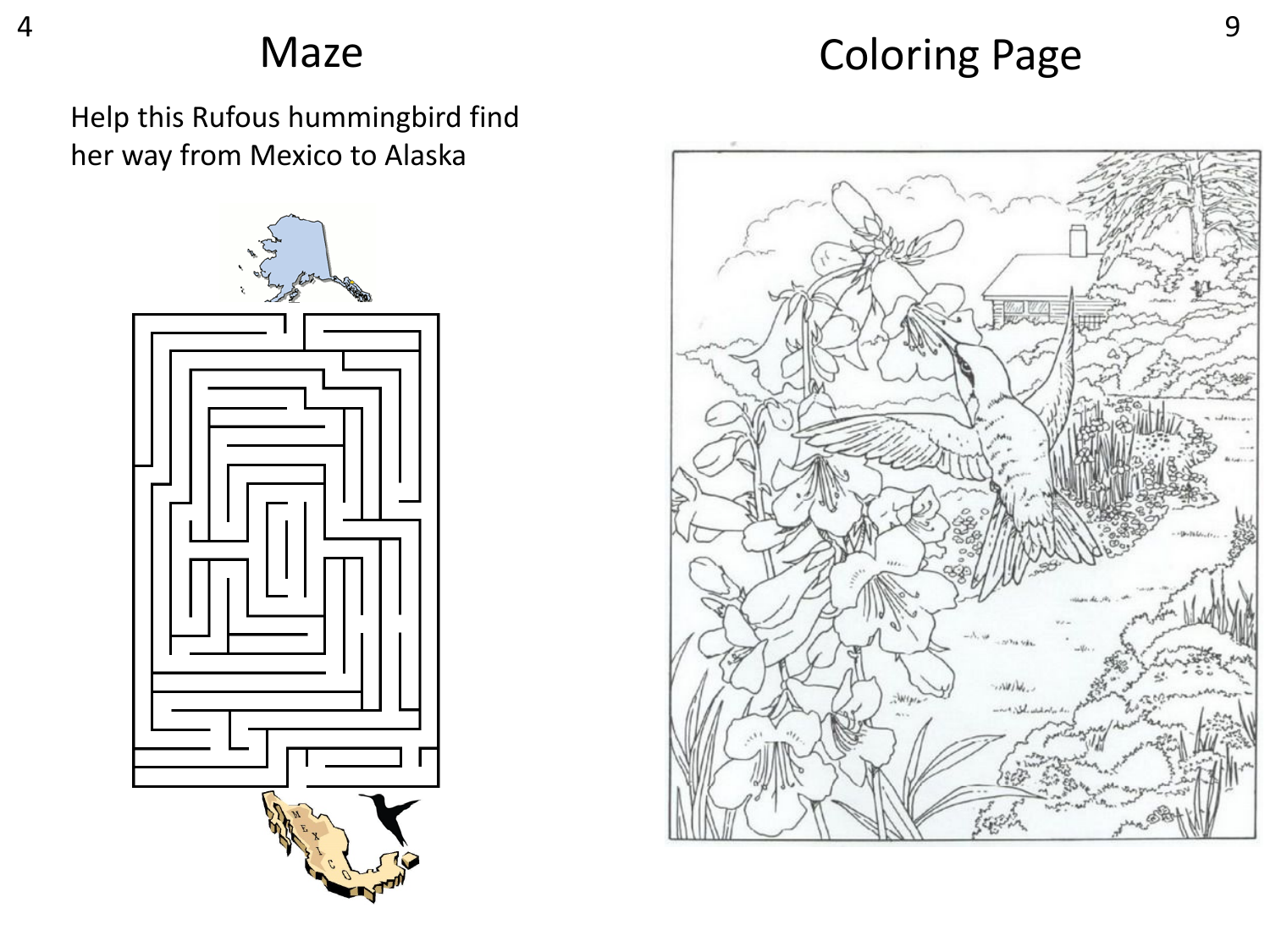# Maze

Help this Rufous hummingbird find her way from Mexico to Alaska

# Coloring Page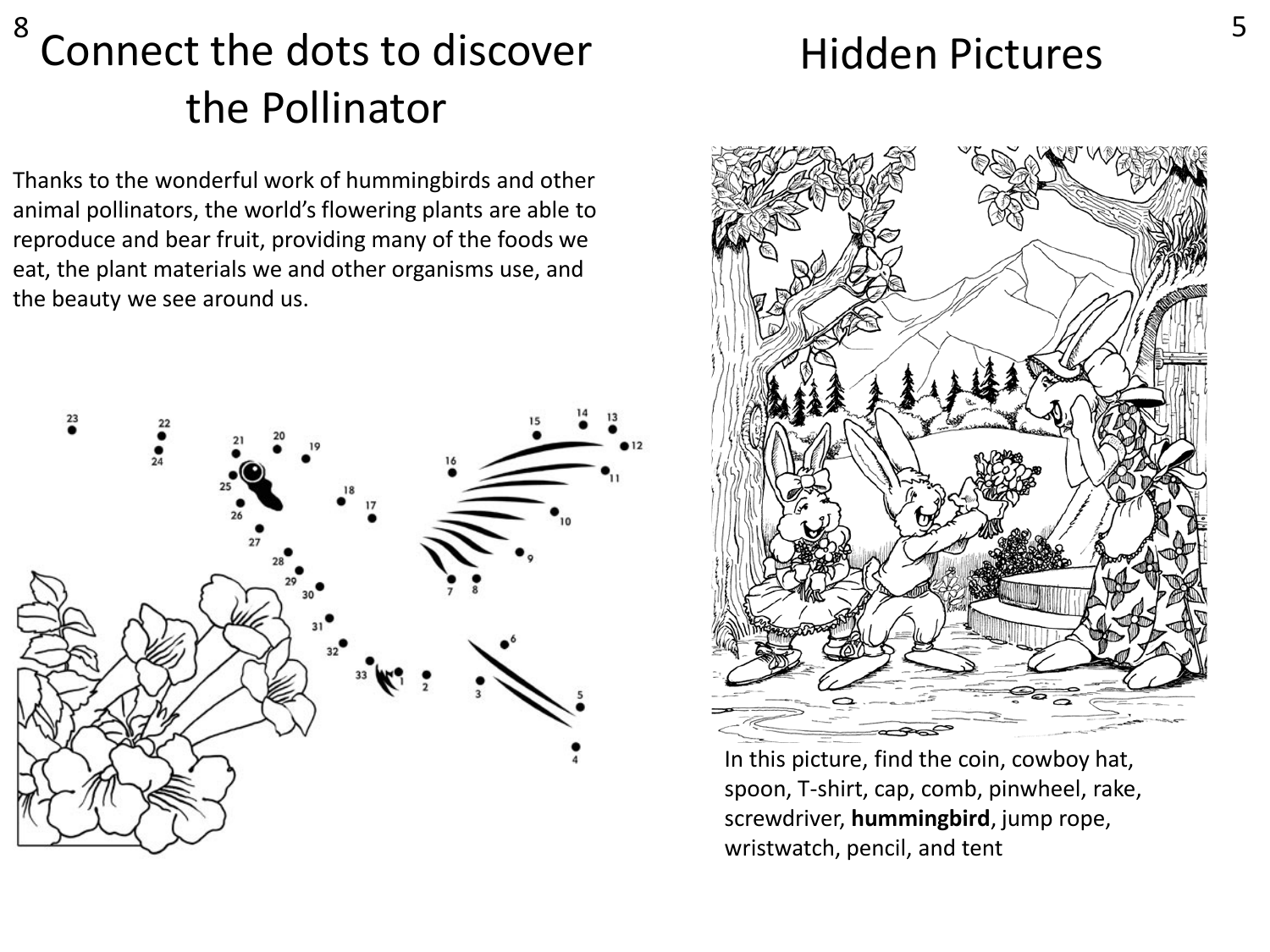# Connect the dots to discover the Pollinator

Thanks to the wonderful work of hummingbirds and other animal pollinators, the world's flowering plants are able to reproduce and bear fruit, providing many of the foods we eat, the plant materials we and other organisms use, and the beauty we see around us.

# Hidden Pictures

In this picture, find the coin, cowboy hat, spoon, T-shirt, cap, comb, pinwheel, rake, screwdriver, **hummingbird**, jump rope, wristwatch, pencil, and tent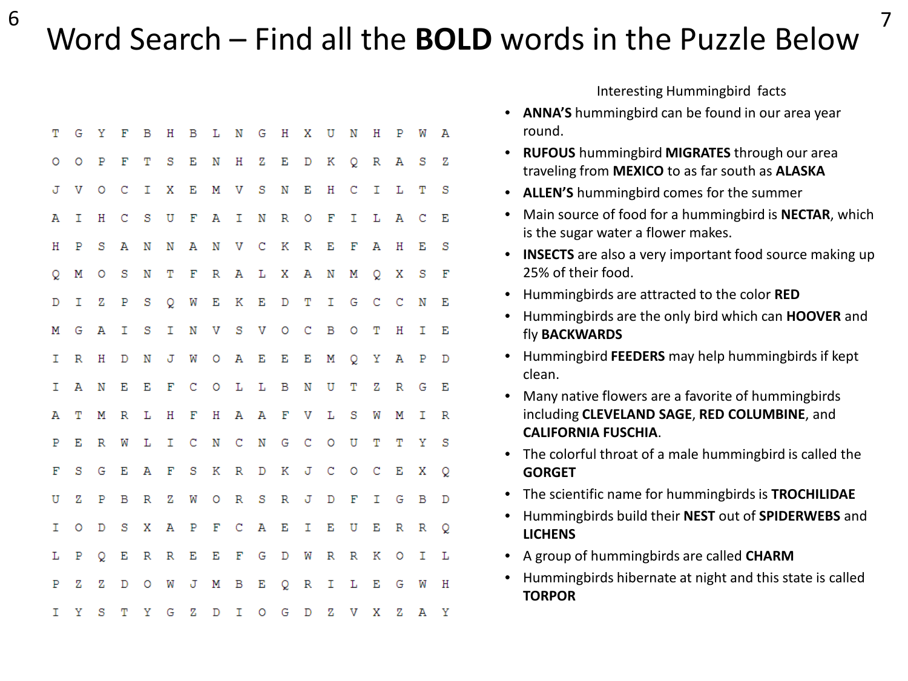# Word Search – Find all the **BOLD** words in the Puzzle Below

| | | | | | | | | | | | | | | | | | |
|---|---|---|---|---|---|---|---|---|---|---|---|---|---|---|---|---|---|
| T | G | Y | F | B | H | B | L | N | G | H | X | U | N | H | P | W | A |
| O | O | P | F | T | S | E | N | H | Z | E | D | K | Q | R | A | S | Z |
| J | V | O | C | I | X | E | M | V | S | N | E | H | C | I | L | T | S |
| A | I | H | C | S | U | F | A | I | N | R | O | F | I | L | A | C | E |
| H | P | S | A | N | N | A | N | V | C | K | R | E | F | A | H | E | S |
| Q | M | O | S | N | T | F | R | A | L | X | A | N | M | Q | X | S | F |
| D | I | Z | P | S | Q | W | E | K | E | D | T | I | G | C | C | N | E |
| M | G | A | I | S | I | N | V | S | V | O | C | B | O | T | H | I | E |
| I | R | H | D | N | J | W | O | A | E | E | E | M | Q | Y | A | P | D |
| I | A | N | E | E | F | C | O | L | L | B | N | U | T | Z | R | G | E |
| A | T | M | R | L | H | F | H | A | A | F | V | L | S | W | M | I | R |
| P | E | R | W | L | I | C | N | C | N | G | C | O | U | T | T | Y | S |
| F | S | G | E | A | F | S | K | R | D | K | J | C | O | C | E | X | Q |
| U | Z | P | B | R | Z | W | O | R | S | R | J | D | F | I | G | B | D |
| I | O | D | S | X | A | P | F | C | A | E | I | E | U | E | R | R | Q |
| L | P | Q | E | R | R | E | E | F | G | D | W | R | R | K | O | I | L |
| P | Z | Z | D | O | W | J | M | B | E | Q | R | I | L | E | G | W | H |
| I | Y | S | T | Y | G | Z | D | I | O | G | D | Z | V | X | Z | A | Y |

Interesting Hummingbird facts

- **ANNA'S** hummingbird can be found in our area year round.
- **RUFOUS** hummingbird **MIGRATES** through our area traveling from **MEXICO** to as far south as **ALASKA**
- **ALLEN'S** hummingbird comes for the summer
- Main source of food for a hummingbird is **NECTAR**, which is the sugar water a flower makes.
- **INSECTS** are also a very important food source making up 25% of their food.
- Hummingbirds are attracted to the color **RED**
- Hummingbirds are the only bird which can **HOOVER** and fly **BACKWARDS**
- Hummingbird **FEEDERS** may help hummingbirds if kept clean.
- Many native flowers are a favorite of hummingbirds including **CLEVELAND SAGE**, **RED COLUMBINE**, and **CALIFORNIA FUSCHIA**.
- The colorful throat of a male hummingbird is called the **GORGET**
- The scientific name for hummingbirds is **TROCHILIDAE**
- Hummingbirds build their **NEST** out of **SPIDERWEBS** and **LICHENS**
- A group of hummingbirds are called **CHARM**
- Hummingbirds hibernate at night and this state is called **TORPOR**